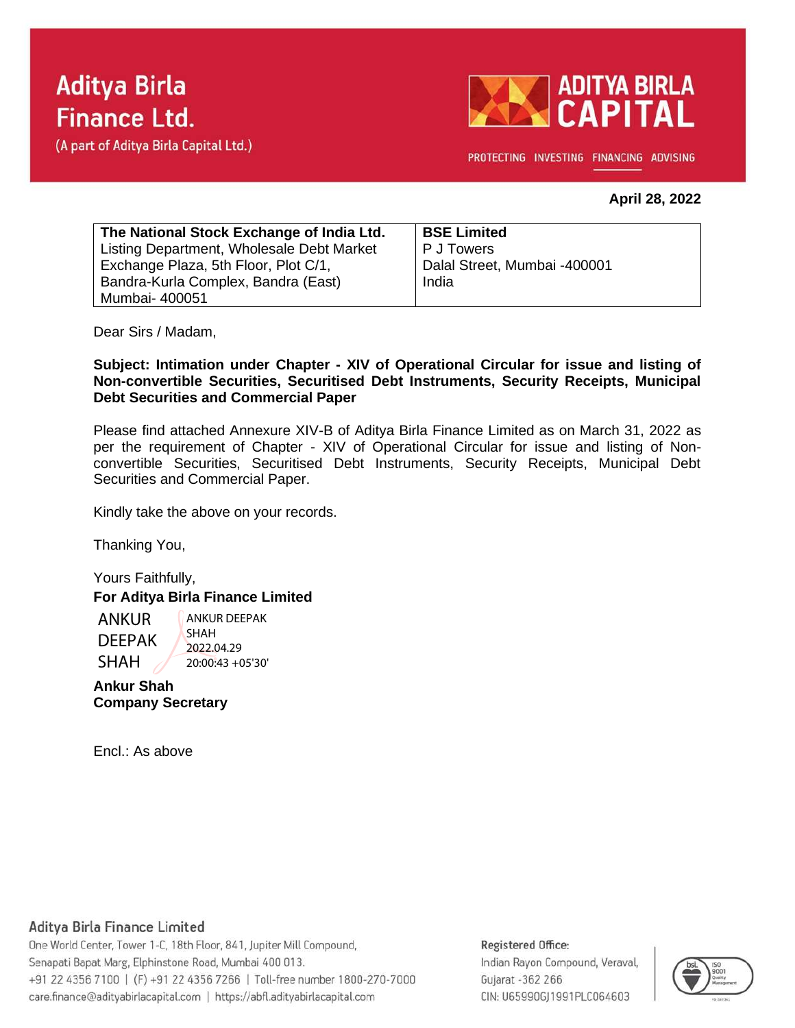**Aditya Birla Finance Ltd.**
(A part of Aditya Birla Capital Ltd.)

ADITYA BIRLA CAPITAL
PROTECTING INVESTING FINANCING ADVISING

**April 28, 2022**

| **The National Stock Exchange of India Ltd.**<br>Listing Department, Wholesale Debt Market<br>Exchange Plaza, 5th Floor, Plot C/1,<br>Bandra-Kurla Complex, Bandra (East)<br>Mumbai- 400051 | **BSE Limited**<br>P J Towers<br>Dalal Street, Mumbai -400001<br>India |
|---|---|

Dear Sirs / Madam,

**Subject: Intimation under Chapter - XIV of Operational Circular for issue and listing of Non-convertible Securities, Securitised Debt Instruments, Security Receipts, Municipal Debt Securities and Commercial Paper**

Please find attached Annexure XIV-B of Aditya Birla Finance Limited as on March 31, 2022 as per the requirement of Chapter - XIV of Operational Circular for issue and listing of Non-convertible Securities, Securitised Debt Instruments, Security Receipts, Municipal Debt Securities and Commercial Paper.

Kindly take the above on your records.

Thanking You,

Yours Faithfully,
**For Aditya Birla Finance Limited**

ANKUR DEEPAK SHAH
ANKUR DEEPAK SHAH
2022.04.29
20:00:43 +05'30'

**Ankur Shah**
**Company Secretary**

Encl.: As above

Aditya Birla Finance Limited
One World Center, Tower 1-C, 18th Floor, 841, Jupiter Mill Compound,
Senapati Bapat Marg, Elphinstone Road, Mumbai 400 013.
+91 22 4356 7100 | (F) +91 22 4356 7266 | Toll-free number 1800-270-7000
care.finance@adityabirlacapital.com | https://abfl.adityabirlacapital.com

Registered Office:
Indian Rayon Compound, Veraval,
Gujarat -362 266
CIN: U65990GJ1991PLC064603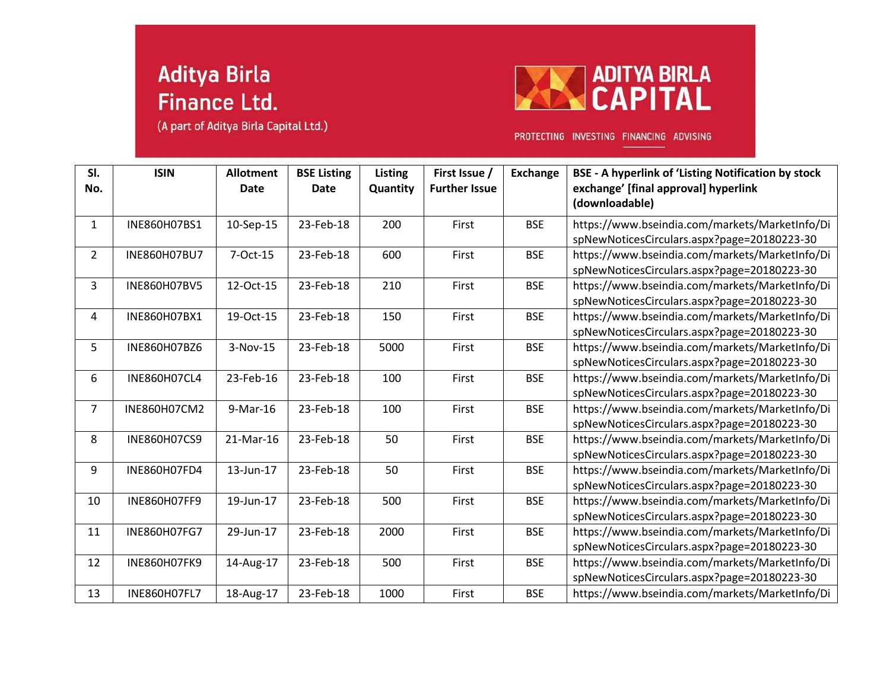Aditya Birla Finance Ltd.
(A part of Aditya Birla Capital Ltd.)

ADITYA BIRLA CAPITAL

PROTECTING INVESTING FINANCING ADVISING

| Sl. No. | ISIN | Allotment Date | BSE Listing Date | Listing Quantity | First Issue / Further Issue | Exchange | BSE - A hyperlink of 'Listing Notification by stock exchange' [final approval] hyperlink (downloadable) |
|---|---|---|---|---|---|---|---|
| 1 | INE860H07BS1 | 10-Sep-15 | 23-Feb-18 | 200 | First | BSE | https://www.bseindia.com/markets/MarketInfo/DispNewNoticesCirculars.aspx?page=20180223-30 |
| 2 | INE860H07BU7 | 7-Oct-15 | 23-Feb-18 | 600 | First | BSE | https://www.bseindia.com/markets/MarketInfo/DispNewNoticesCirculars.aspx?page=20180223-30 |
| 3 | INE860H07BV5 | 12-Oct-15 | 23-Feb-18 | 210 | First | BSE | https://www.bseindia.com/markets/MarketInfo/DispNewNoticesCirculars.aspx?page=20180223-30 |
| 4 | INE860H07BX1 | 19-Oct-15 | 23-Feb-18 | 150 | First | BSE | https://www.bseindia.com/markets/MarketInfo/DispNewNoticesCirculars.aspx?page=20180223-30 |
| 5 | INE860H07BZ6 | 3-Nov-15 | 23-Feb-18 | 5000 | First | BSE | https://www.bseindia.com/markets/MarketInfo/DispNewNoticesCirculars.aspx?page=20180223-30 |
| 6 | INE860H07CL4 | 23-Feb-16 | 23-Feb-18 | 100 | First | BSE | https://www.bseindia.com/markets/MarketInfo/DispNewNoticesCirculars.aspx?page=20180223-30 |
| 7 | INE860H07CM2 | 9-Mar-16 | 23-Feb-18 | 100 | First | BSE | https://www.bseindia.com/markets/MarketInfo/DispNewNoticesCirculars.aspx?page=20180223-30 |
| 8 | INE860H07CS9 | 21-Mar-16 | 23-Feb-18 | 50 | First | BSE | https://www.bseindia.com/markets/MarketInfo/DispNewNoticesCirculars.aspx?page=20180223-30 |
| 9 | INE860H07FD4 | 13-Jun-17 | 23-Feb-18 | 50 | First | BSE | https://www.bseindia.com/markets/MarketInfo/DispNewNoticesCirculars.aspx?page=20180223-30 |
| 10 | INE860H07FF9 | 19-Jun-17 | 23-Feb-18 | 500 | First | BSE | https://www.bseindia.com/markets/MarketInfo/DispNewNoticesCirculars.aspx?page=20180223-30 |
| 11 | INE860H07FG7 | 29-Jun-17 | 23-Feb-18 | 2000 | First | BSE | https://www.bseindia.com/markets/MarketInfo/DispNewNoticesCirculars.aspx?page=20180223-30 |
| 12 | INE860H07FK9 | 14-Aug-17 | 23-Feb-18 | 500 | First | BSE | https://www.bseindia.com/markets/MarketInfo/DispNewNoticesCirculars.aspx?page=20180223-30 |
| 13 | INE860H07FL7 | 18-Aug-17 | 23-Feb-18 | 1000 | First | BSE | https://www.bseindia.com/markets/MarketInfo/Di |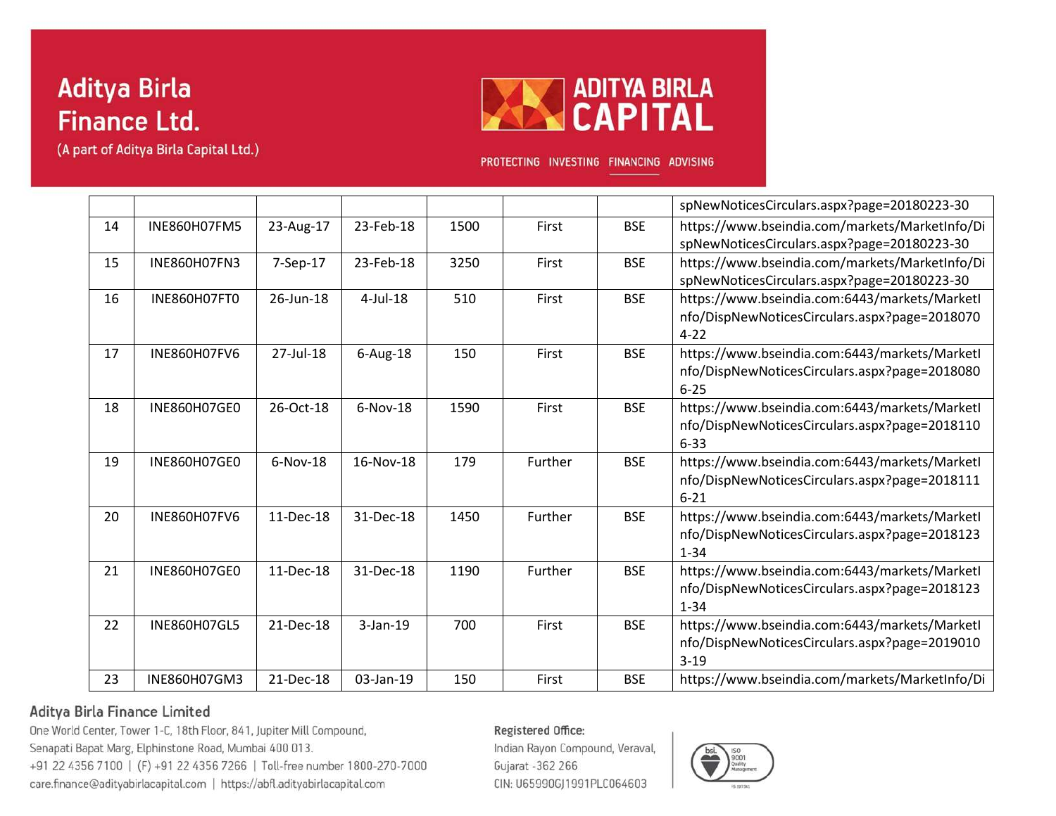| | | | | | | | spNewNoticesCirculars.aspx?page=20180223-30 |
|---|---|---|---|---|---|---|---|
| 14 | INE860H07FM5 | 23-Aug-17 | 23-Feb-18 | 1500 | First | BSE | https://www.bseindia.com/markets/MarketInfo/DispNewNoticesCirculars.aspx?page=20180223-30 |
| 15 | INE860H07FN3 | 7-Sep-17 | 23-Feb-18 | 3250 | First | BSE | https://www.bseindia.com/markets/MarketInfo/DispNewNoticesCirculars.aspx?page=20180223-30 |
| 16 | INE860H07FT0 | 26-Jun-18 | 4-Jul-18 | 510 | First | BSE | https://www.bseindia.com:6443/markets/MarketInfo/DispNewNoticesCirculars.aspx?page=20180704-22 |
| 17 | INE860H07FV6 | 27-Jul-18 | 6-Aug-18 | 150 | First | BSE | https://www.bseindia.com:6443/markets/MarketInfo/DispNewNoticesCirculars.aspx?page=20180806-25 |
| 18 | INE860H07GE0 | 26-Oct-18 | 6-Nov-18 | 1590 | First | BSE | https://www.bseindia.com:6443/markets/MarketInfo/DispNewNoticesCirculars.aspx?page=20181106-33 |
| 19 | INE860H07GE0 | 6-Nov-18 | 16-Nov-18 | 179 | Further | BSE | https://www.bseindia.com:6443/markets/MarketInfo/DispNewNoticesCirculars.aspx?page=20181116-21 |
| 20 | INE860H07FV6 | 11-Dec-18 | 31-Dec-18 | 1450 | Further | BSE | https://www.bseindia.com:6443/markets/MarketInfo/DispNewNoticesCirculars.aspx?page=20181231-34 |
| 21 | INE860H07GE0 | 11-Dec-18 | 31-Dec-18 | 1190 | Further | BSE | https://www.bseindia.com:6443/markets/MarketInfo/DispNewNoticesCirculars.aspx?page=20181231-34 |
| 22 | INE860H07GL5 | 21-Dec-18 | 3-Jan-19 | 700 | First | BSE | https://www.bseindia.com:6443/markets/MarketInfo/DispNewNoticesCirculars.aspx?page=20190103-19 |
| 23 | INE860H07GM3 | 21-Dec-18 | 03-Jan-19 | 150 | First | BSE | https://www.bseindia.com/markets/MarketInfo/Di |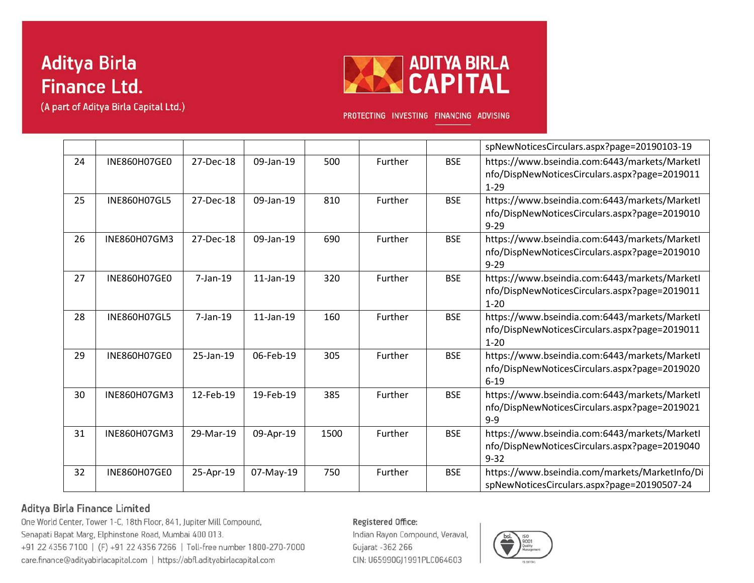|  |  |  |  |  |  |  | spNewNoticesCirculars.aspx?page=20190103-19 |
|---|---|---|---|---|---|---|---|
| 24 | INE860H07GE0 | 27-Dec-18 | 09-Jan-19 | 500 | Further | BSE | https://www.bseindia.com:6443/markets/MarketInfo/DispNewNoticesCirculars.aspx?page=20190111-29 |
| 25 | INE860H07GL5 | 27-Dec-18 | 09-Jan-19 | 810 | Further | BSE | https://www.bseindia.com:6443/markets/MarketInfo/DispNewNoticesCirculars.aspx?page=20190109-29 |
| 26 | INE860H07GM3 | 27-Dec-18 | 09-Jan-19 | 690 | Further | BSE | https://www.bseindia.com:6443/markets/MarketInfo/DispNewNoticesCirculars.aspx?page=20190109-29 |
| 27 | INE860H07GE0 | 7-Jan-19 | 11-Jan-19 | 320 | Further | BSE | https://www.bseindia.com:6443/markets/MarketInfo/DispNewNoticesCirculars.aspx?page=20190111-20 |
| 28 | INE860H07GL5 | 7-Jan-19 | 11-Jan-19 | 160 | Further | BSE | https://www.bseindia.com:6443/markets/MarketInfo/DispNewNoticesCirculars.aspx?page=20190111-20 |
| 29 | INE860H07GE0 | 25-Jan-19 | 06-Feb-19 | 305 | Further | BSE | https://www.bseindia.com:6443/markets/MarketInfo/DispNewNoticesCirculars.aspx?page=20190206-19 |
| 30 | INE860H07GM3 | 12-Feb-19 | 19-Feb-19 | 385 | Further | BSE | https://www.bseindia.com:6443/markets/MarketInfo/DispNewNoticesCirculars.aspx?page=20190219-9 |
| 31 | INE860H07GM3 | 29-Mar-19 | 09-Apr-19 | 1500 | Further | BSE | https://www.bseindia.com:6443/markets/MarketInfo/DispNewNoticesCirculars.aspx?page=20190409-32 |
| 32 | INE860H07GE0 | 25-Apr-19 | 07-May-19 | 750 | Further | BSE | https://www.bseindia.com/markets/MarketInfo/DispNewNoticesCirculars.aspx?page=20190507-24 |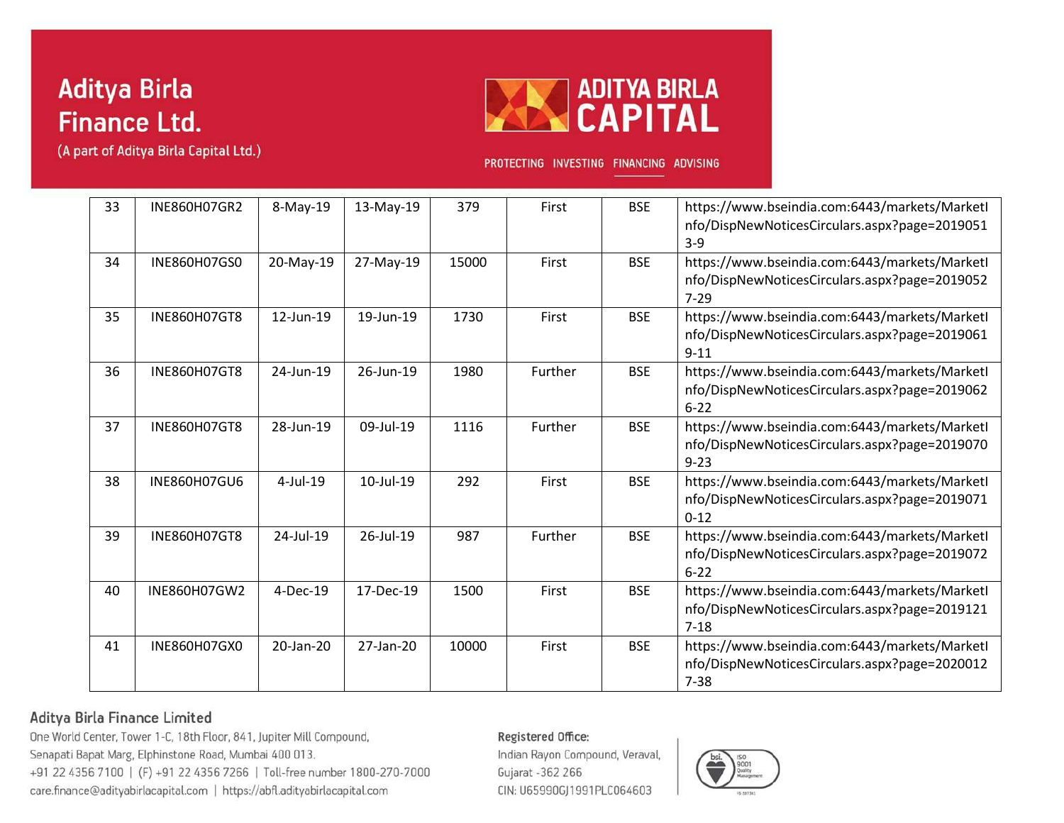| 33 | INE860H07GR2 | 8-May-19 | 13-May-19 | 379 | First | BSE | https://www.bseindia.com:6443/markets/MarketInfo/DispNewNoticesCirculars.aspx?page=20190513-9 |
|---|---|---|---|---|---|---|---|
| 34 | INE860H07GS0 | 20-May-19 | 27-May-19 | 15000 | First | BSE | https://www.bseindia.com:6443/markets/MarketInfo/DispNewNoticesCirculars.aspx?page=20190527-29 |
| 35 | INE860H07GT8 | 12-Jun-19 | 19-Jun-19 | 1730 | First | BSE | https://www.bseindia.com:6443/markets/MarketInfo/DispNewNoticesCirculars.aspx?page=20190619-11 |
| 36 | INE860H07GT8 | 24-Jun-19 | 26-Jun-19 | 1980 | Further | BSE | https://www.bseindia.com:6443/markets/MarketInfo/DispNewNoticesCirculars.aspx?page=20190626-22 |
| 37 | INE860H07GT8 | 28-Jun-19 | 09-Jul-19 | 1116 | Further | BSE | https://www.bseindia.com:6443/markets/MarketInfo/DispNewNoticesCirculars.aspx?page=20190709-23 |
| 38 | INE860H07GU6 | 4-Jul-19 | 10-Jul-19 | 292 | First | BSE | https://www.bseindia.com:6443/markets/MarketInfo/DispNewNoticesCirculars.aspx?page=20190710-12 |
| 39 | INE860H07GT8 | 24-Jul-19 | 26-Jul-19 | 987 | Further | BSE | https://www.bseindia.com:6443/markets/MarketInfo/DispNewNoticesCirculars.aspx?page=20190726-22 |
| 40 | INE860H07GW2 | 4-Dec-19 | 17-Dec-19 | 1500 | First | BSE | https://www.bseindia.com:6443/markets/MarketInfo/DispNewNoticesCirculars.aspx?page=20191217-18 |
| 41 | INE860H07GX0 | 20-Jan-20 | 27-Jan-20 | 10000 | First | BSE | https://www.bseindia.com:6443/markets/MarketInfo/DispNewNoticesCirculars.aspx?page=20200127-38 |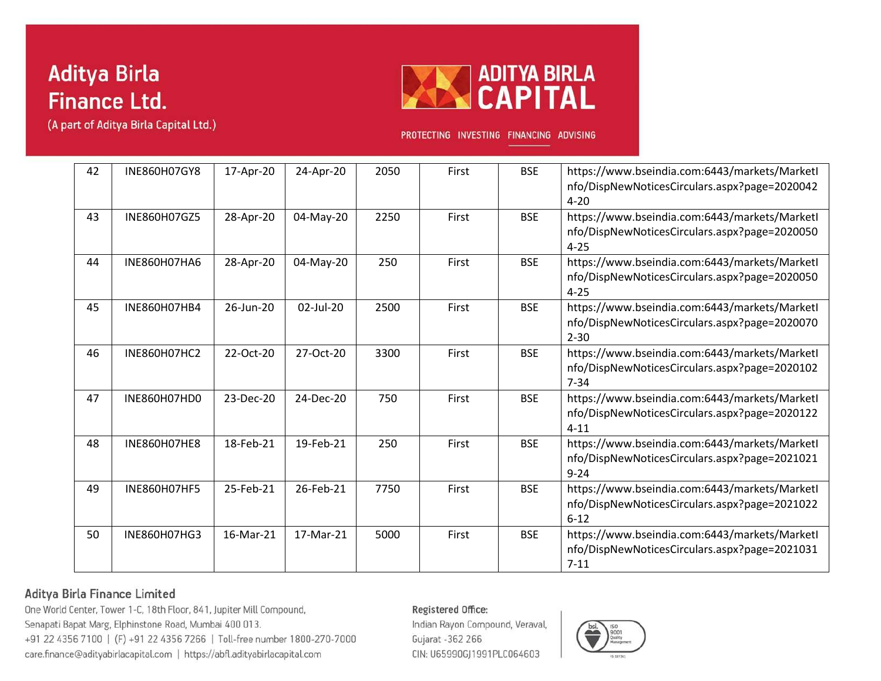| 42 | INE860H07GY8 | 17-Apr-20 | 24-Apr-20 | 2050 | First | BSE | https://www.bseindia.com:6443/markets/MarketInfo/DispNewNoticesCirculars.aspx?page=20200424-20 |
|---|---|---|---|---|---|---|---|
| 43 | INE860H07GZ5 | 28-Apr-20 | 04-May-20 | 2250 | First | BSE | https://www.bseindia.com:6443/markets/MarketInfo/DispNewNoticesCirculars.aspx?page=20200504-25 |
| 44 | INE860H07HA6 | 28-Apr-20 | 04-May-20 | 250 | First | BSE | https://www.bseindia.com:6443/markets/MarketInfo/DispNewNoticesCirculars.aspx?page=20200504-25 |
| 45 | INE860H07HB4 | 26-Jun-20 | 02-Jul-20 | 2500 | First | BSE | https://www.bseindia.com:6443/markets/MarketInfo/DispNewNoticesCirculars.aspx?page=20200702-30 |
| 46 | INE860H07HC2 | 22-Oct-20 | 27-Oct-20 | 3300 | First | BSE | https://www.bseindia.com:6443/markets/MarketInfo/DispNewNoticesCirculars.aspx?page=20201027-34 |
| 47 | INE860H07HD0 | 23-Dec-20 | 24-Dec-20 | 750 | First | BSE | https://www.bseindia.com:6443/markets/MarketInfo/DispNewNoticesCirculars.aspx?page=20201224-11 |
| 48 | INE860H07HE8 | 18-Feb-21 | 19-Feb-21 | 250 | First | BSE | https://www.bseindia.com:6443/markets/MarketInfo/DispNewNoticesCirculars.aspx?page=20210219-24 |
| 49 | INE860H07HF5 | 25-Feb-21 | 26-Feb-21 | 7750 | First | BSE | https://www.bseindia.com:6443/markets/MarketInfo/DispNewNoticesCirculars.aspx?page=20210226-12 |
| 50 | INE860H07HG3 | 16-Mar-21 | 17-Mar-21 | 5000 | First | BSE | https://www.bseindia.com:6443/markets/MarketInfo/DispNewNoticesCirculars.aspx?page=20210317-11 |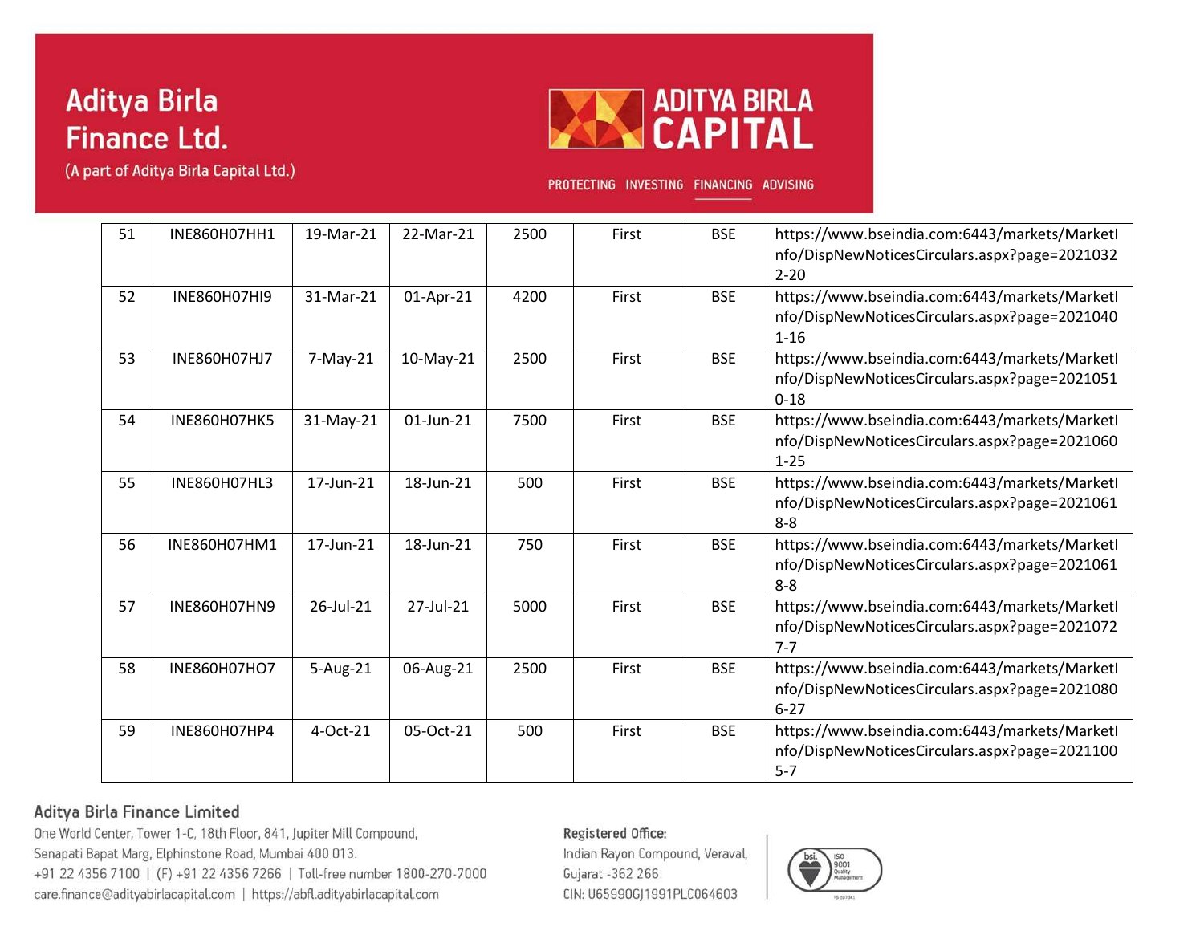| 51 | INE860H07HH1 | 19-Mar-21 | 22-Mar-21 | 2500 | First | BSE | https://www.bseindia.com:6443/markets/MarketInfo/DispNewNoticesCirculars.aspx?page=20210322-20 |
|---|---|---|---|---|---|---|---|
| 52 | INE860H07HI9 | 31-Mar-21 | 01-Apr-21 | 4200 | First | BSE | https://www.bseindia.com:6443/markets/MarketInfo/DispNewNoticesCirculars.aspx?page=20210401-16 |
| 53 | INE860H07HJ7 | 7-May-21 | 10-May-21 | 2500 | First | BSE | https://www.bseindia.com:6443/markets/MarketInfo/DispNewNoticesCirculars.aspx?page=20210510-18 |
| 54 | INE860H07HK5 | 31-May-21 | 01-Jun-21 | 7500 | First | BSE | https://www.bseindia.com:6443/markets/MarketInfo/DispNewNoticesCirculars.aspx?page=20210601-25 |
| 55 | INE860H07HL3 | 17-Jun-21 | 18-Jun-21 | 500 | First | BSE | https://www.bseindia.com:6443/markets/MarketInfo/DispNewNoticesCirculars.aspx?page=20210618-8 |
| 56 | INE860H07HM1 | 17-Jun-21 | 18-Jun-21 | 750 | First | BSE | https://www.bseindia.com:6443/markets/MarketInfo/DispNewNoticesCirculars.aspx?page=20210618-8 |
| 57 | INE860H07HN9 | 26-Jul-21 | 27-Jul-21 | 5000 | First | BSE | https://www.bseindia.com:6443/markets/MarketInfo/DispNewNoticesCirculars.aspx?page=20210727-7 |
| 58 | INE860H07HO7 | 5-Aug-21 | 06-Aug-21 | 2500 | First | BSE | https://www.bseindia.com:6443/markets/MarketInfo/DispNewNoticesCirculars.aspx?page=20210806-27 |
| 59 | INE860H07HP4 | 4-Oct-21 | 05-Oct-21 | 500 | First | BSE | https://www.bseindia.com:6443/markets/MarketInfo/DispNewNoticesCirculars.aspx?page=20211005-7 |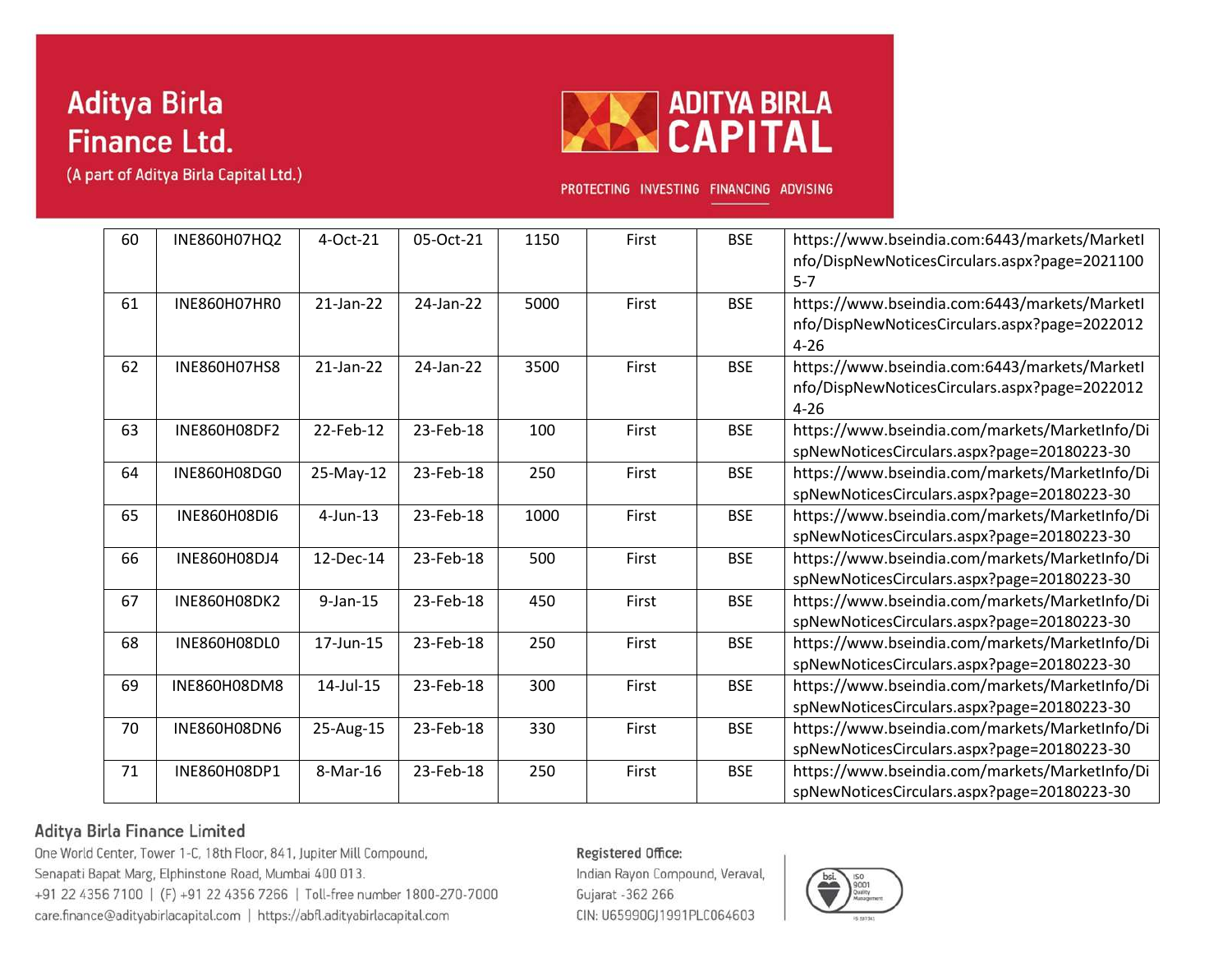| 60 | INE860H07HQ2 | 4-Oct-21 | 05-Oct-21 | 1150 | First | BSE | https://www.bseindia.com:6443/markets/MarketInfo/DispNewNoticesCirculars.aspx?page=20211005-7 |
|---|---|---|---|---|---|---|---|
| 61 | INE860H07HR0 | 21-Jan-22 | 24-Jan-22 | 5000 | First | BSE | https://www.bseindia.com:6443/markets/MarketInfo/DispNewNoticesCirculars.aspx?page=20220124-26 |
| 62 | INE860H07HS8 | 21-Jan-22 | 24-Jan-22 | 3500 | First | BSE | https://www.bseindia.com:6443/markets/MarketInfo/DispNewNoticesCirculars.aspx?page=20220124-26 |
| 63 | INE860H08DF2 | 22-Feb-12 | 23-Feb-18 | 100 | First | BSE | https://www.bseindia.com/markets/MarketInfo/DispNewNoticesCirculars.aspx?page=20180223-30 |
| 64 | INE860H08DG0 | 25-May-12 | 23-Feb-18 | 250 | First | BSE | https://www.bseindia.com/markets/MarketInfo/DispNewNoticesCirculars.aspx?page=20180223-30 |
| 65 | INE860H08DI6 | 4-Jun-13 | 23-Feb-18 | 1000 | First | BSE | https://www.bseindia.com/markets/MarketInfo/DispNewNoticesCirculars.aspx?page=20180223-30 |
| 66 | INE860H08DJ4 | 12-Dec-14 | 23-Feb-18 | 500 | First | BSE | https://www.bseindia.com/markets/MarketInfo/DispNewNoticesCirculars.aspx?page=20180223-30 |
| 67 | INE860H08DK2 | 9-Jan-15 | 23-Feb-18 | 450 | First | BSE | https://www.bseindia.com/markets/MarketInfo/DispNewNoticesCirculars.aspx?page=20180223-30 |
| 68 | INE860H08DL0 | 17-Jun-15 | 23-Feb-18 | 250 | First | BSE | https://www.bseindia.com/markets/MarketInfo/DispNewNoticesCirculars.aspx?page=20180223-30 |
| 69 | INE860H08DM8 | 14-Jul-15 | 23-Feb-18 | 300 | First | BSE | https://www.bseindia.com/markets/MarketInfo/DispNewNoticesCirculars.aspx?page=20180223-30 |
| 70 | INE860H08DN6 | 25-Aug-15 | 23-Feb-18 | 330 | First | BSE | https://www.bseindia.com/markets/MarketInfo/DispNewNoticesCirculars.aspx?page=20180223-30 |
| 71 | INE860H08DP1 | 8-Mar-16 | 23-Feb-18 | 250 | First | BSE | https://www.bseindia.com/markets/MarketInfo/DispNewNoticesCirculars.aspx?page=20180223-30 |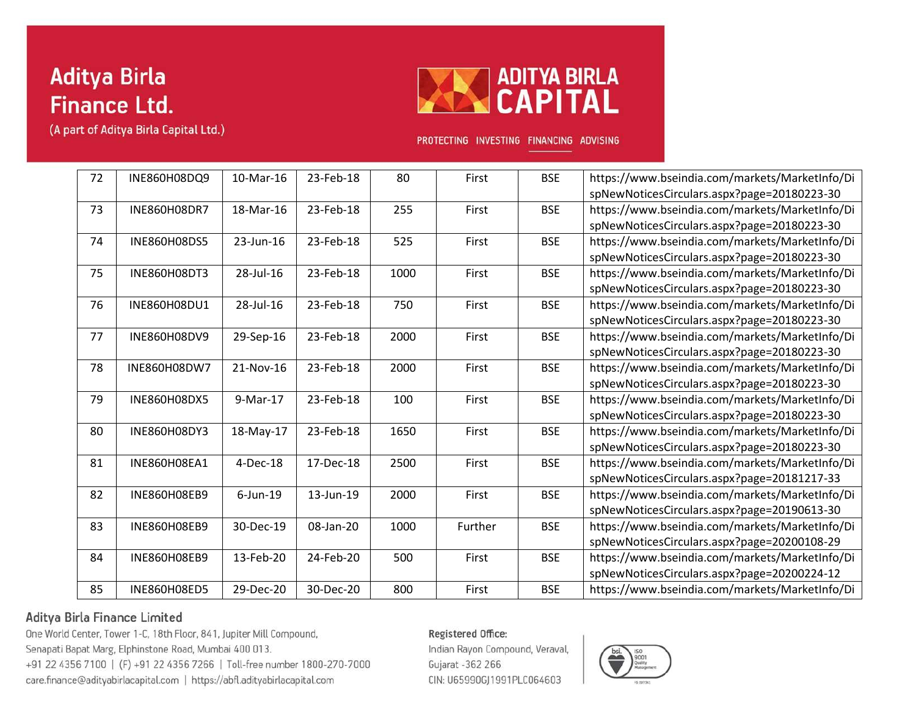| 72 | INE860H08DQ9 | 10-Mar-16 | 23-Feb-18 | 80 | First | BSE | https://www.bseindia.com/markets/MarketInfo/DispNewNoticesCirculars.aspx?page=20180223-30 |
|---|---|---|---|---|---|---|---|
| 73 | INE860H08DR7 | 18-Mar-16 | 23-Feb-18 | 255 | First | BSE | https://www.bseindia.com/markets/MarketInfo/DispNewNoticesCirculars.aspx?page=20180223-30 |
| 74 | INE860H08DS5 | 23-Jun-16 | 23-Feb-18 | 525 | First | BSE | https://www.bseindia.com/markets/MarketInfo/DispNewNoticesCirculars.aspx?page=20180223-30 |
| 75 | INE860H08DT3 | 28-Jul-16 | 23-Feb-18 | 1000 | First | BSE | https://www.bseindia.com/markets/MarketInfo/DispNewNoticesCirculars.aspx?page=20180223-30 |
| 76 | INE860H08DU1 | 28-Jul-16 | 23-Feb-18 | 750 | First | BSE | https://www.bseindia.com/markets/MarketInfo/DispNewNoticesCirculars.aspx?page=20180223-30 |
| 77 | INE860H08DV9 | 29-Sep-16 | 23-Feb-18 | 2000 | First | BSE | https://www.bseindia.com/markets/MarketInfo/DispNewNoticesCirculars.aspx?page=20180223-30 |
| 78 | INE860H08DW7 | 21-Nov-16 | 23-Feb-18 | 2000 | First | BSE | https://www.bseindia.com/markets/MarketInfo/DispNewNoticesCirculars.aspx?page=20180223-30 |
| 79 | INE860H08DX5 | 9-Mar-17 | 23-Feb-18 | 100 | First | BSE | https://www.bseindia.com/markets/MarketInfo/DispNewNoticesCirculars.aspx?page=20180223-30 |
| 80 | INE860H08DY3 | 18-May-17 | 23-Feb-18 | 1650 | First | BSE | https://www.bseindia.com/markets/MarketInfo/DispNewNoticesCirculars.aspx?page=20180223-30 |
| 81 | INE860H08EA1 | 4-Dec-18 | 17-Dec-18 | 2500 | First | BSE | https://www.bseindia.com/markets/MarketInfo/DispNewNoticesCirculars.aspx?page=20181217-33 |
| 82 | INE860H08EB9 | 6-Jun-19 | 13-Jun-19 | 2000 | First | BSE | https://www.bseindia.com/markets/MarketInfo/DispNewNoticesCirculars.aspx?page=20190613-30 |
| 83 | INE860H08EB9 | 30-Dec-19 | 08-Jan-20 | 1000 | Further | BSE | https://www.bseindia.com/markets/MarketInfo/DispNewNoticesCirculars.aspx?page=20200108-29 |
| 84 | INE860H08EB9 | 13-Feb-20 | 24-Feb-20 | 500 | First | BSE | https://www.bseindia.com/markets/MarketInfo/DispNewNoticesCirculars.aspx?page=20200224-12 |
| 85 | INE860H08ED5 | 29-Dec-20 | 30-Dec-20 | 800 | First | BSE | https://www.bseindia.com/markets/MarketInfo/Di |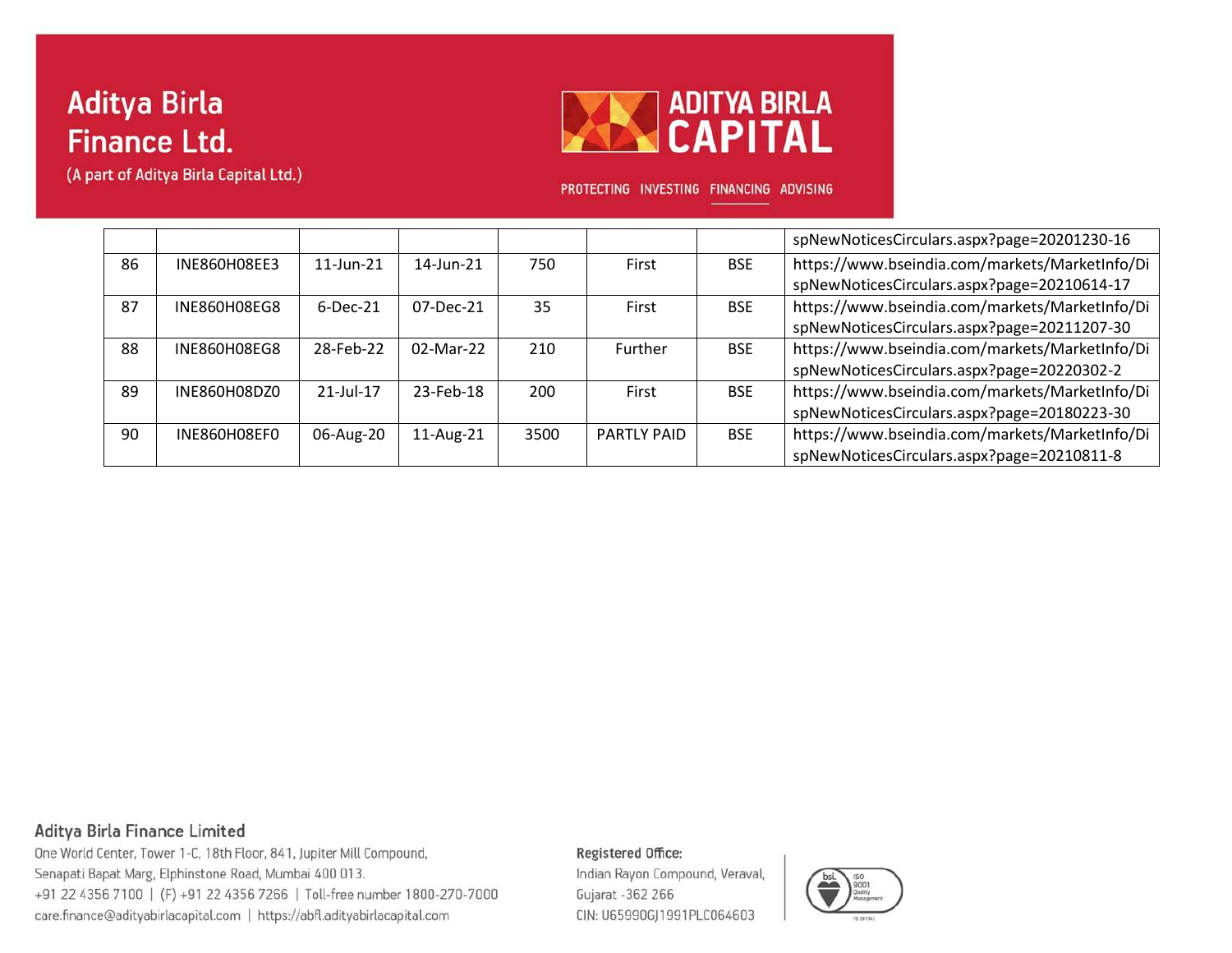| | | | | | | | |
|---|---|---|---|---|---|---|---|
| | | | | | | | spNewNoticesCirculars.aspx?page=20201230-16 |
| 86 | INE860H08EE3 | 11-Jun-21 | 14-Jun-21 | 750 | First | BSE | https://www.bseindia.com/markets/MarketInfo/DispNewNoticesCirculars.aspx?page=20210614-17 |
| 87 | INE860H08EG8 | 6-Dec-21 | 07-Dec-21 | 35 | First | BSE | https://www.bseindia.com/markets/MarketInfo/DispNewNoticesCirculars.aspx?page=20211207-30 |
| 88 | INE860H08EG8 | 28-Feb-22 | 02-Mar-22 | 210 | Further | BSE | https://www.bseindia.com/markets/MarketInfo/DispNewNoticesCirculars.aspx?page=20220302-2 |
| 89 | INE860H08DZ0 | 21-Jul-17 | 23-Feb-18 | 200 | First | BSE | https://www.bseindia.com/markets/MarketInfo/DispNewNoticesCirculars.aspx?page=20180223-30 |
| 90 | INE860H08EF0 | 06-Aug-20 | 11-Aug-21 | 3500 | PARTLY PAID | BSE | https://www.bseindia.com/markets/MarketInfo/DispNewNoticesCirculars.aspx?page=20210811-8 |